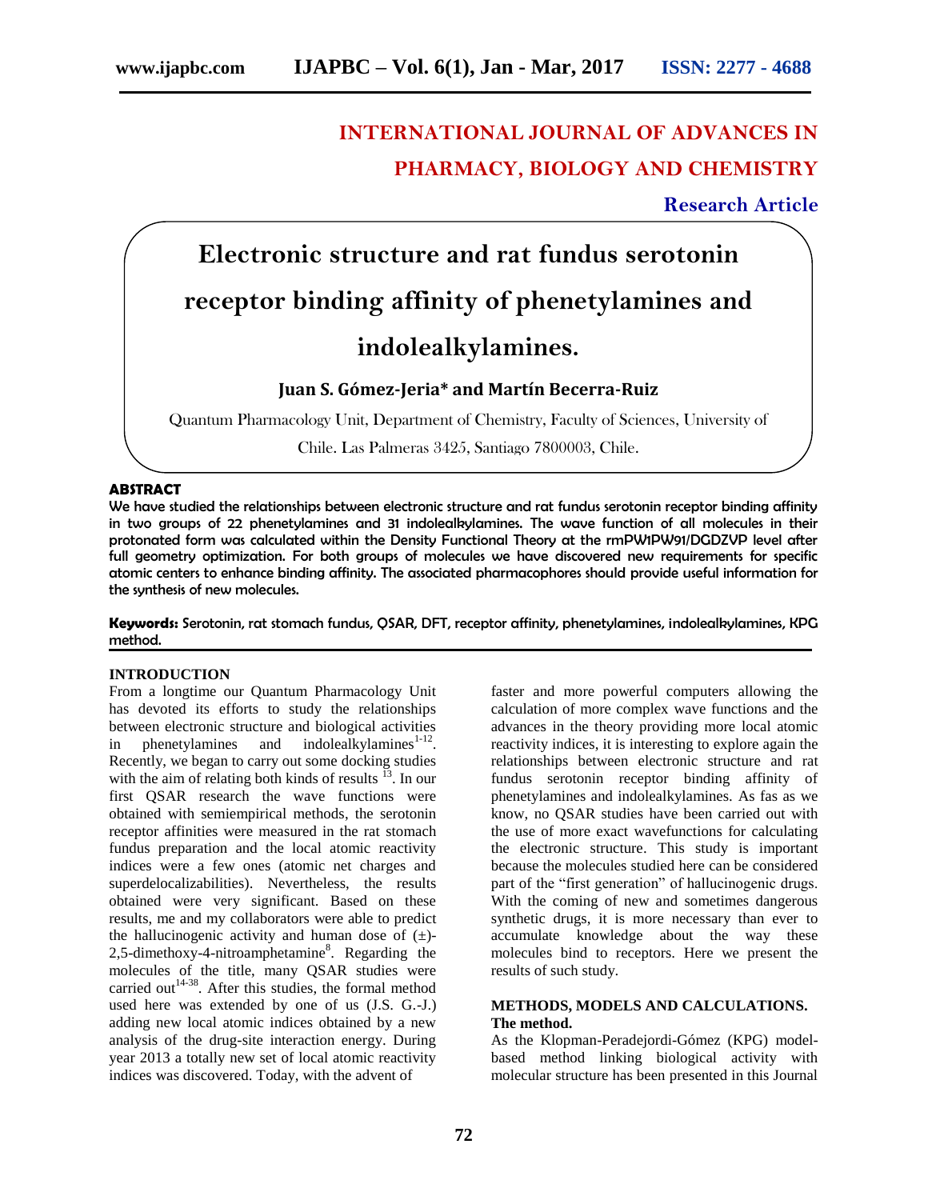# INTERNATIONAL JOURNAL OF ADVANCES IN PHARMACY, BIOLOGY AND CHEMISTRY

**Research Article**

# Electronic structure and rat fundus serotonin receptor binding affinity of phenetylamines and indolealkylamines.

**Juan S. Gómez-Jeria\* and Martín Becerra-Ruiz**

Quantum Pharmacology Unit, Department of Chemistry, Faculty of Sciences, University of Chile. Las Palmeras 3425, Santiago 7800003, Chile.

## ABSTRACT

We have studied the relationships between electronic structure and rat fundus serotonin receptor binding affinity in two groups of 22 phenetylamines and 31 indolealkylamines. The wave function of all molecules in their protonated form was calculated within the Density Functional Theory at the rmPW1PW91/DGDZVP level after full geometry optimization. For both groups of molecules we have discovered new requirements for specific atomic centers to enhance binding affinity. The associated pharmacophores should provide useful information for the synthesis of new molecules.

**Keywords:** Serotonin, rat stomach fundus, QSAR, DFT, receptor affinity, phenetylamines, indolealkylamines, KPG method.

## INTRODUCTION

From a longtime our Quantum Pharmacology Unit has devoted its efforts to study the relationships between electronic structure and biological activities in phenetylamines and indolealkylamines[1-12]. Recently, we began to carry out some docking studies with the aim of relating both kinds of results [13]. In our first QSAR research the wave functions were obtained with semiempirical methods, the serotonin receptor affinities were measured in the rat stomach fundus preparation and the local atomic reactivity indices were a few ones (atomic net charges and superdelocalizabilities). Nevertheless, the results obtained were very significant. Based on these results, me and my collaborators were able to predict the hallucinogenic activity and human dose of (±)-2,5-dimethoxy-4-nitroamphetamine[8]. Regarding the molecules of the title, many QSAR studies were carried out[14-38]. After this studies, the formal method used here was extended by one of us (J.S. G.-J.) adding new local atomic indices obtained by a new analysis of the drug-site interaction energy. During year 2013 a totally new set of local atomic reactivity indices was discovered. Today, with the advent of faster and more powerful computers allowing the calculation of more complex wave functions and the advances in the theory providing more local atomic reactivity indices, it is interesting to explore again the relationships between electronic structure and rat fundus serotonin receptor binding affinity of phenetylamines and indolealkylamines. As fas as we know, no QSAR studies have been carried out with the use of more exact wavefunctions for calculating the electronic structure. This study is important because the molecules studied here can be considered part of the "first generation" of hallucinogenic drugs. With the coming of new and sometimes dangerous synthetic drugs, it is more necessary than ever to accumulate knowledge about the way these molecules bind to receptors. Here we present the results of such study.

## METHODS, MODELS AND CALCULATIONS.

### The method.

As the Klopman-Peradejordi-Gómez (KPG) model-based method linking biological activity with molecular structure has been presented in this Journal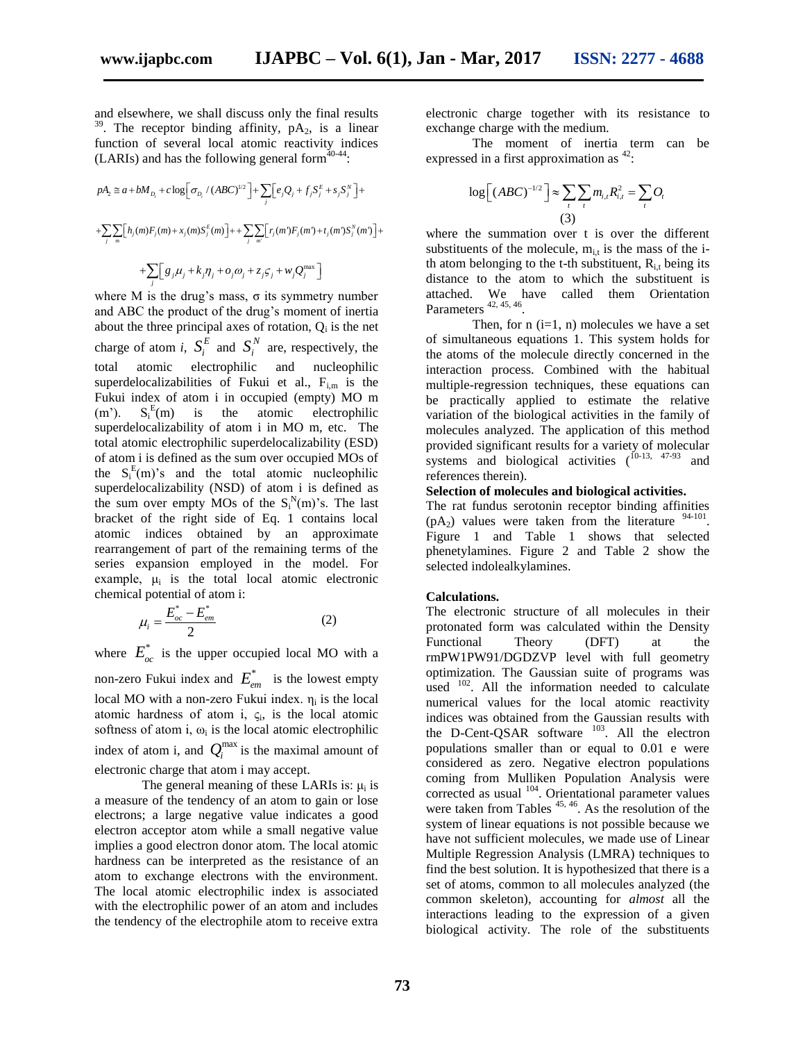and elsewhere, we shall discuss only the final results [39]. The receptor binding affinity, $pA_2$, is a linear function of several local atomic reactivity indices (LARIs) and has the following general form[40-44]:

$$pA_2 \cong a + bM_{D_i} + c\log\left[\sigma_{D_i}/(ABC)^{1/2}\right] + \sum_j\left[e_jQ_j + f_jS_j^E + s_jS_j^N\right] +$$

$$+\sum_j\sum_m\left[h_j(m)F_j(m) + x_j(m)S_j^E(m)\right] + \sum_j\sum_{m'}\left[r_j(m')F_j(m') + t_j(m')S_j^N(m')\right] +$$

$$+\sum_j\left[g_j\mu_j + k_j\eta_j + o_j\omega_j + z_j\varsigma_j + w_jQ_j^{max}\right]$$

where M is the drug's mass, σ its symmetry number and ABC the product of the drug's moment of inertia about the three principal axes of rotation, $Q_i$ is the net charge of atom *i*, $S_i^E$ and $S_i^N$ are, respectively, the total atomic electrophilic and nucleophilic superdelocalizabilities of Fukui et al., $F_{i,m}$ is the Fukui index of atom i in occupied (empty) MO m (m'). $S_i^E(m)$ is the atomic electrophilic superdelocalizability of atom i in MO m, etc. The total atomic electrophilic superdelocalizability (ESD) of atom i is defined as the sum over occupied MOs of the $S_i^E(m)$'s and the total atomic nucleophilic superdelocalizability (NSD) of atom i is defined as the sum over empty MOs of the $S_i^N(m)$'s. The last bracket of the right side of Eq. 1 contains local atomic indices obtained by an approximate rearrangement of part of the remaining terms of the series expansion employed in the model. For example, $\mu_i$ is the total local atomic electronic chemical potential of atom i:

$$\mu_i = \frac{E_{oc}^* - E_{em}^*}{2} \qquad (2)$$

where $E_{oc}^*$ is the upper occupied local MO with a non-zero Fukui index and $E_{em}^*$ is the lowest empty local MO with a non-zero Fukui index. $\eta_i$ is the local atomic hardness of atom i, $\varsigma_i$, is the local atomic softness of atom i, $\omega_i$ is the local atomic electrophilic index of atom i, and $Q_i^{max}$ is the maximal amount of electronic charge that atom i may accept.

The general meaning of these LARIs is: $\mu_i$ is a measure of the tendency of an atom to gain or lose electrons; a large negative value indicates a good electron acceptor atom while a small negative value implies a good electron donor atom. The local atomic hardness can be interpreted as the resistance of an atom to exchange electrons with the environment. The local atomic electrophilic index is associated with the electrophilic power of an atom and includes the tendency of the electrophile atom to receive extra electronic charge together with its resistance to exchange charge with the medium.

The moment of inertia term can be expressed in a first approximation as [42]:

$$\log\left[(ABC)^{-1/2}\right] \approx \sum_t\sum_t m_{i,t}R_{i,t}^2 = \sum_t O_t \qquad (3)$$

where the summation over t is over the different substituents of the molecule, $m_{i,t}$ is the mass of the i-th atom belonging to the t-th substituent, $R_{i,t}$ being its distance to the atom to which the substituent is attached. We have called them Orientation Parameters [42, 45, 46].

Then, for n (i=1, n) molecules we have a set of simultaneous equations 1. This system holds for the atoms of the molecule directly concerned in the interaction process. Combined with the habitual multiple-regression techniques, these equations can be practically applied to estimate the relative variation of the biological activities in the family of molecules analyzed. The application of this method provided significant results for a variety of molecular systems and biological activities ([10-13, 47-93] and references therein).

**Selection of molecules and biological activities.**

The rat fundus serotonin receptor binding affinities ($pA_2$) values were taken from the literature [94-101]. Figure 1 and Table 1 shows that selected phenetylamines. Figure 2 and Table 2 show the selected indolealkylamines.

**Calculations.**

The electronic structure of all molecules in their protonated form was calculated within the Density Functional Theory (DFT) at the rmPW1PW91/DGDZVP level with full geometry optimization. The Gaussian suite of programs was used [102]. All the information needed to calculate the local atomic reactivity indices was obtained from the Gaussian results with the D-Cent-QSAR software [103]. All the electron populations smaller than or equal to 0.01 e were considered as zero. Negative electron populations coming from Mulliken Population Analysis were corrected as usual [104]. Orientational parameter values were taken from Tables [45, 46]. As the resolution of the system of linear equations is not possible because we have not sufficient molecules, we made use of Linear Multiple Regression Analysis (LMRA) techniques to find the best solution. It is hypothesized that there is a set of atoms, common to all molecules analyzed (the common skeleton), accounting for *almost* all the interactions leading to the expression of a given biological activity. The role of the substituents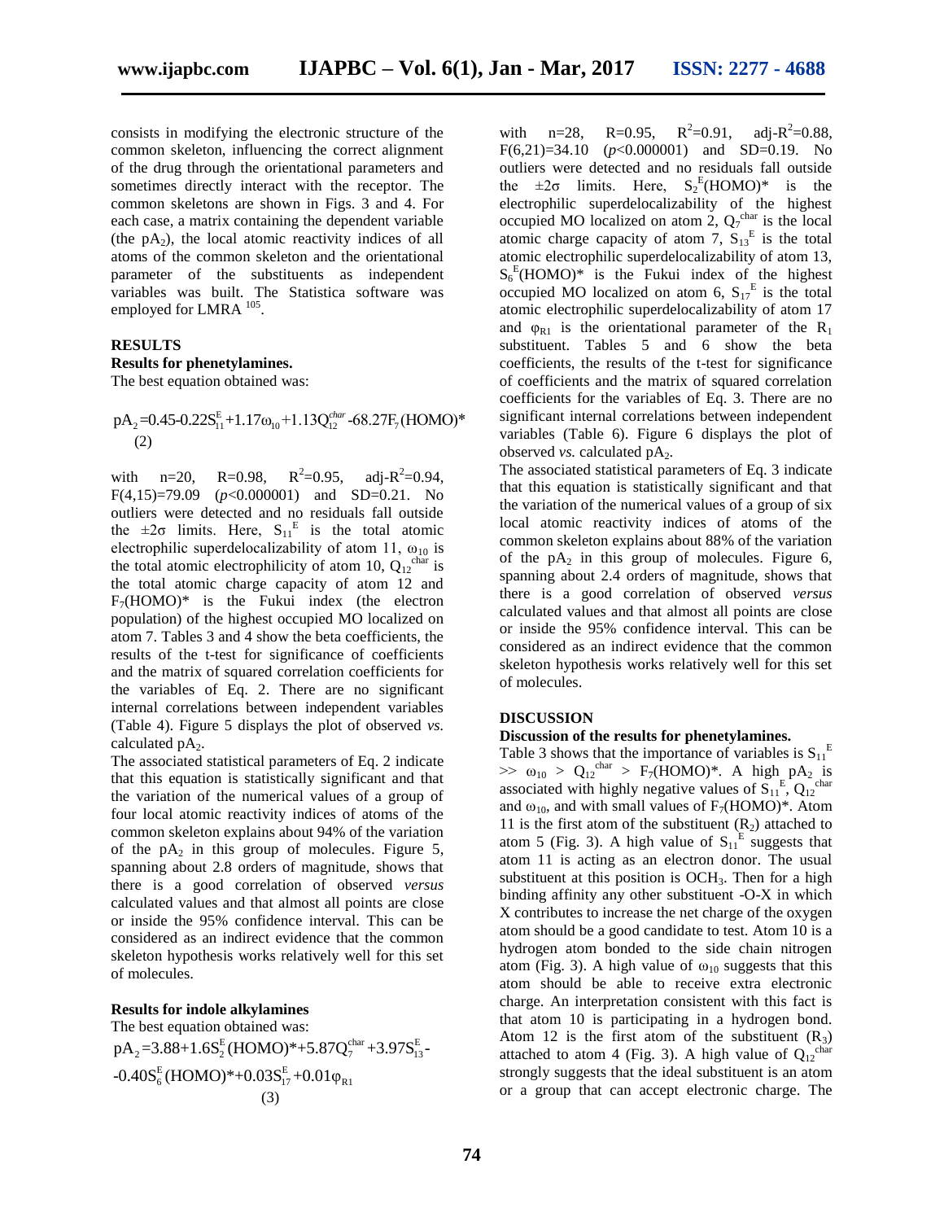consists in modifying the electronic structure of the common skeleton, influencing the correct alignment of the drug through the orientational parameters and sometimes directly interact with the receptor. The common skeletons are shown in Figs. 3 and 4. For each case, a matrix containing the dependent variable (the $pA_2$), the local atomic reactivity indices of all atoms of the common skeleton and the orientational parameter of the substituents as independent variables was built. The Statistica software was employed for LMRA [105].

## RESULTS

### Results for phenetylamines.

The best equation obtained was:

$$pA_2 = 0.45 - 0.22S_{11}^{E} + 1.17\omega_{10} + 1.13Q_{12}^{char} - 68.27F_7(HOMO)^* \quad (2)$$

with n=20, R=0.98, $R^2$=0.95, adj-$R^2$=0.94, F(4,15)=79.09 ($p$<0.000001) and SD=0.21. No outliers were detected and no residuals fall outside the $\pm 2\sigma$ limits. Here, $S_{11}^{E}$ is the total atomic electrophilic superdelocalizability of atom 11, $\omega_{10}$ is the total atomic electrophilicity of atom 10, $Q_{12}^{char}$ is the total atomic charge capacity of atom 12 and $F_7(HOMO)^*$ is the Fukui index (the electron population) of the highest occupied MO localized on atom 7. Tables 3 and 4 show the beta coefficients, the results of the t-test for significance of coefficients and the matrix of squared correlation coefficients for the variables of Eq. 2. There are no significant internal correlations between independent variables (Table 4). Figure 5 displays the plot of observed *vs.* calculated $pA_2$.

The associated statistical parameters of Eq. 2 indicate that this equation is statistically significant and that the variation of the numerical values of a group of four local atomic reactivity indices of atoms of the common skeleton explains about 94% of the variation of the $pA_2$ in this group of molecules. Figure 5, spanning about 2.8 orders of magnitude, shows that there is a good correlation of observed *versus* calculated values and that almost all points are close or inside the 95% confidence interval. This can be considered as an indirect evidence that the common skeleton hypothesis works relatively well for this set of molecules.

### Results for indole alkylamines

The best equation obtained was:

$$pA_2 = 3.88 + 1.6S_2^{E}(HOMO)^* + 5.87Q_7^{char} + 3.97S_{13}^{E} - 0.40S_6^{E}(HOMO)^* + 0.03S_{17}^{E} + 0.01\varphi_{R1} \quad (3)$$

with n=28, R=0.95, $R^2$=0.91, adj-$R^2$=0.88, F(6,21)=34.10 ($p$<0.000001) and SD=0.19. No outliers were detected and no residuals fall outside the $\pm 2\sigma$ limits. Here, $S_2^{E}(HOMO)^*$ is the electrophilic superdelocalizability of the highest occupied MO localized on atom 2, $Q_7^{char}$ is the local atomic charge capacity of atom 7, $S_{13}^{E}$ is the total atomic electrophilic superdelocalizability of atom 13, $S_6^{E}(HOMO)^*$ is the Fukui index of the highest occupied MO localized on atom 6, $S_{17}^{E}$ is the total atomic electrophilic superdelocalizability of atom 17 and $\varphi_{R1}$ is the orientational parameter of the $R_1$ substituent. Tables 5 and 6 show the beta coefficients, the results of the t-test for significance of coefficients and the matrix of squared correlation coefficients for the variables of Eq. 3. There are no significant internal correlations between independent variables (Table 6). Figure 6 displays the plot of observed *vs.* calculated $pA_2$.

The associated statistical parameters of Eq. 3 indicate that this equation is statistically significant and that the variation of the numerical values of a group of six local atomic reactivity indices of atoms of the common skeleton explains about 88% of the variation of the $pA_2$ in this group of molecules. Figure 6, spanning about 2.4 orders of magnitude, shows that there is a good correlation of observed *versus* calculated values and that almost all points are close or inside the 95% confidence interval. This can be considered as an indirect evidence that the common skeleton hypothesis works relatively well for this set of molecules.

## DISCUSSION

### Discussion of the results for phenetylamines.

Table 3 shows that the importance of variables is $S_{11}^{E} >> \omega_{10} > Q_{12}^{char} > F_7(HOMO)^*$. A high $pA_2$ is associated with highly negative values of $S_{11}^{E}$, $Q_{12}^{char}$ and $\omega_{10}$, and with small values of $F_7(HOMO)^*$. Atom 11 is the first atom of the substituent ($R_2$) attached to atom 5 (Fig. 3). A high value of $S_{11}^{E}$ suggests that atom 11 is acting as an electron donor. The usual substituent at this position is $OCH_3$. Then for a high binding affinity any other substituent -O-X in which X contributes to increase the net charge of the oxygen atom should be a good candidate to test. Atom 10 is a hydrogen atom bonded to the side chain nitrogen atom (Fig. 3). A high value of $\omega_{10}$ suggests that this atom should be able to receive extra electronic charge. An interpretation consistent with this fact is that atom 10 is participating in a hydrogen bond. Atom 12 is the first atom of the substituent ($R_3$) attached to atom 4 (Fig. 3). A high value of $Q_{12}^{char}$ strongly suggests that the ideal substituent is an atom or a group that can accept electronic charge. The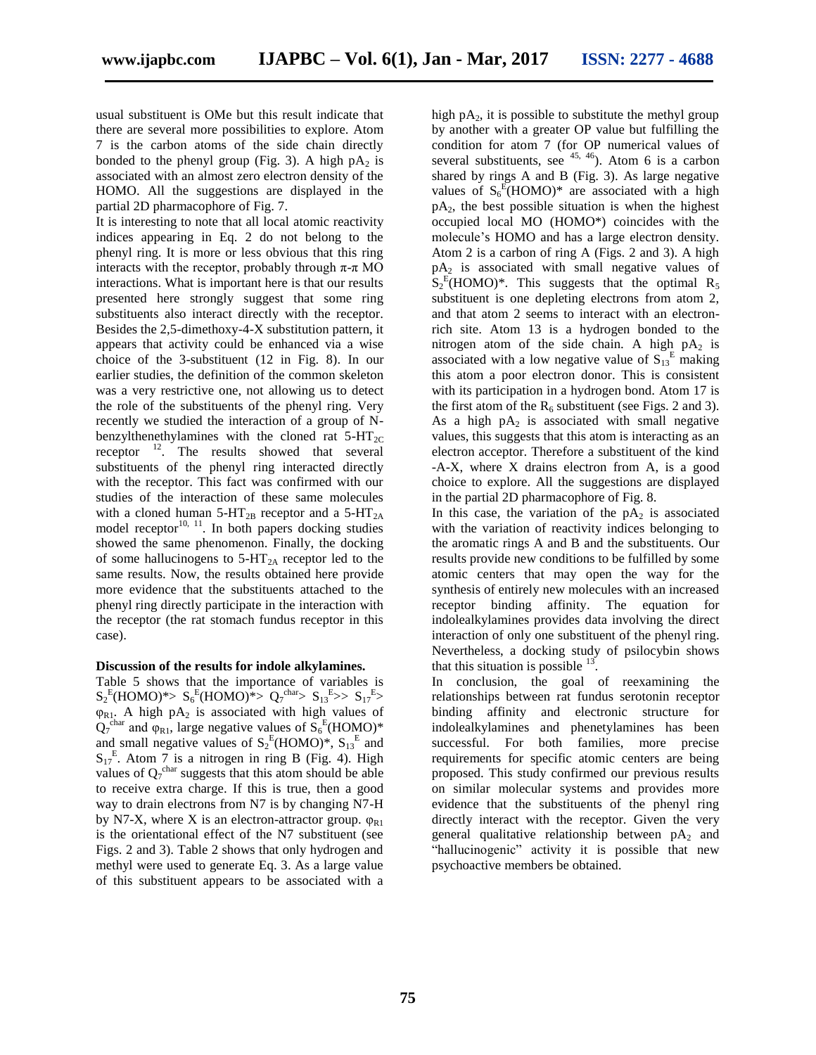usual substituent is OMe but this result indicate that there are several more possibilities to explore. Atom 7 is the carbon atoms of the side chain directly bonded to the phenyl group (Fig. 3). A high $pA_2$ is associated with an almost zero electron density of the HOMO. All the suggestions are displayed in the partial 2D pharmacophore of Fig. 7.

It is interesting to note that all local atomic reactivity indices appearing in Eq. 2 do not belong to the phenyl ring. It is more or less obvious that this ring interacts with the receptor, probably through π-π MO interactions. What is important here is that our results presented here strongly suggest that some ring substituents also interact directly with the receptor. Besides the 2,5-dimethoxy-4-X substitution pattern, it appears that activity could be enhanced via a wise choice of the 3-substituent (12 in Fig. 8). In our earlier studies, the definition of the common skeleton was a very restrictive one, not allowing us to detect the role of the substituents of the phenyl ring. Very recently we studied the interaction of a group of N-benzylthenethylamines with the cloned rat $5\text{-}HT_{2C}$ receptor [12]. The results showed that several substituents of the phenyl ring interacted directly with the receptor. This fact was confirmed with our studies of the interaction of these same molecules with a cloned human $5\text{-}HT_{2B}$ receptor and a $5\text{-}HT_{2A}$ model receptor[10, 11]. In both papers docking studies showed the same phenomenon. Finally, the docking of some hallucinogens to $5\text{-}HT_{2A}$ receptor led to the same results. Now, the results obtained here provide more evidence that the substituents attached to the phenyl ring directly participate in the interaction with the receptor (the rat stomach fundus receptor in this case).

**Discussion of the results for indole alkylamines.**

Table 5 shows that the importance of variables is $S_2^E(HOMO)^* > S_6^E(HOMO)^* > Q_7^{char} > S_{13}^E >> S_{17}^E > \varphi_{R1}$. A high $pA_2$ is associated with high values of $Q_7^{char}$ and $\varphi_{R1}$, large negative values of $S_6^E(HOMO)^*$ and small negative values of $S_2^E(HOMO)^*$, $S_{13}^E$ and $S_{17}^E$. Atom 7 is a nitrogen in ring B (Fig. 4). High values of $Q_7^{char}$ suggests that this atom should be able to receive extra charge. If this is true, then a good way to drain electrons from N7 is by changing N7-H by N7-X, where X is an electron-attractor group. $\varphi_{R1}$ is the orientational effect of the N7 substituent (see Figs. 2 and 3). Table 2 shows that only hydrogen and methyl were used to generate Eq. 3. As a large value of this substituent appears to be associated with a high $pA_2$, it is possible to substitute the methyl group by another with a greater OP value but fulfilling the condition for atom 7 (for OP numerical values of several substituents, see [45, 46]). Atom 6 is a carbon shared by rings A and B (Fig. 3). As large negative values of $S_6^E(HOMO)^*$ are associated with a high $pA_2$, the best possible situation is when the highest occupied local MO (HOMO*) coincides with the molecule's HOMO and has a large electron density. Atom 2 is a carbon of ring A (Figs. 2 and 3). A high $pA_2$ is associated with small negative values of $S_2^E(HOMO)^*$. This suggests that the optimal $R_5$ substituent is one depleting electrons from atom 2, and that atom 2 seems to interact with an electron-rich site. Atom 13 is a hydrogen bonded to the nitrogen atom of the side chain. A high $pA_2$ is associated with a low negative value of $S_{13}^E$ making this atom a poor electron donor. This is consistent with its participation in a hydrogen bond. Atom 17 is the first atom of the $R_6$ substituent (see Figs. 2 and 3). As a high $pA_2$ is associated with small negative values, this suggests that this atom is interacting as an electron acceptor. Therefore a substituent of the kind -A-X, where X drains electron from A, is a good choice to explore. All the suggestions are displayed in the partial 2D pharmacophore of Fig. 8.

In this case, the variation of the $pA_2$ is associated with the variation of reactivity indices belonging to the aromatic rings A and B and the substituents. Our results provide new conditions to be fulfilled by some atomic centers that may open the way for the synthesis of entirely new molecules with an increased receptor binding affinity. The equation for indolealkylamines provides data involving the direct interaction of only one substituent of the phenyl ring. Nevertheless, a docking study of psilocybin shows that this situation is possible [13].

In conclusion, the goal of reexamining the relationships between rat fundus serotonin receptor binding affinity and electronic structure for indolealkylamines and phenetylamines has been successful. For both families, more precise requirements for specific atomic centers are being proposed. This study confirmed our previous results on similar molecular systems and provides more evidence that the substituents of the phenyl ring directly interact with the receptor. Given the very general qualitative relationship between $pA_2$ and "hallucinogenic" activity it is possible that new psychoactive members be obtained.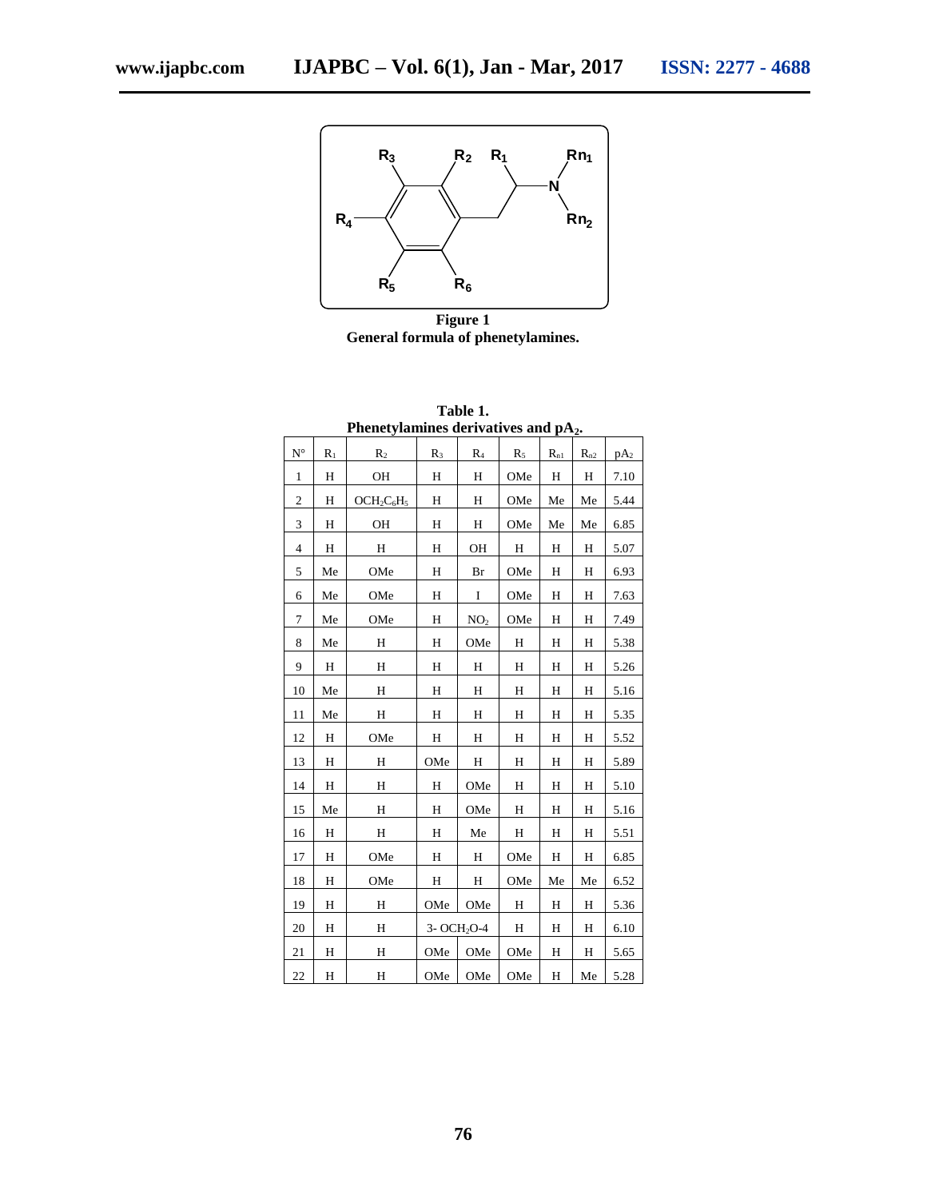**Figure 1**
**General formula of phenetylamines.**

**Table 1.**
**Phenetylamines derivatives and $pA_2$.**

| N° | $R_1$ | $R_2$ | $R_3$ | $R_4$ | $R_5$ | $R_{n1}$ | $R_{n2}$ | $pA_2$ |
|---|---|---|---|---|---|---|---|---|
| 1 | H | OH | H | H | OMe | H | H | 7.10 |
| 2 | H | $OCH_2C_6H_5$ | H | H | OMe | Me | Me | 5.44 |
| 3 | H | OH | H | H | OMe | Me | Me | 6.85 |
| 4 | H | H | H | OH | H | H | H | 5.07 |
| 5 | Me | OMe | H | Br | OMe | H | H | 6.93 |
| 6 | Me | OMe | H | I | OMe | H | H | 7.63 |
| 7 | Me | OMe | H | $NO_2$ | OMe | H | H | 7.49 |
| 8 | Me | H | H | OMe | H | H | H | 5.38 |
| 9 | H | H | H | H | H | H | H | 5.26 |
| 10 | Me | H | H | H | H | H | H | 5.16 |
| 11 | Me | H | H | H | H | H | H | 5.35 |
| 12 | H | OMe | H | H | H | H | H | 5.52 |
| 13 | H | H | OMe | H | H | H | H | 5.89 |
| 14 | H | H | H | OMe | H | H | H | 5.10 |
| 15 | Me | H | H | OMe | H | H | H | 5.16 |
| 16 | H | H | H | Me | H | H | H | 5.51 |
| 17 | H | OMe | H | H | OMe | H | H | 6.85 |
| 18 | H | OMe | H | H | OMe | Me | Me | 6.52 |
| 19 | H | H | OMe | OMe | H | H | H | 5.36 |
| 20 | H | H | 3- $OCH_2O$-4 | | H | H | H | 6.10 |
| 21 | H | H | OMe | OMe | OMe | H | H | 5.65 |
| 22 | H | H | OMe | OMe | OMe | H | Me | 5.28 |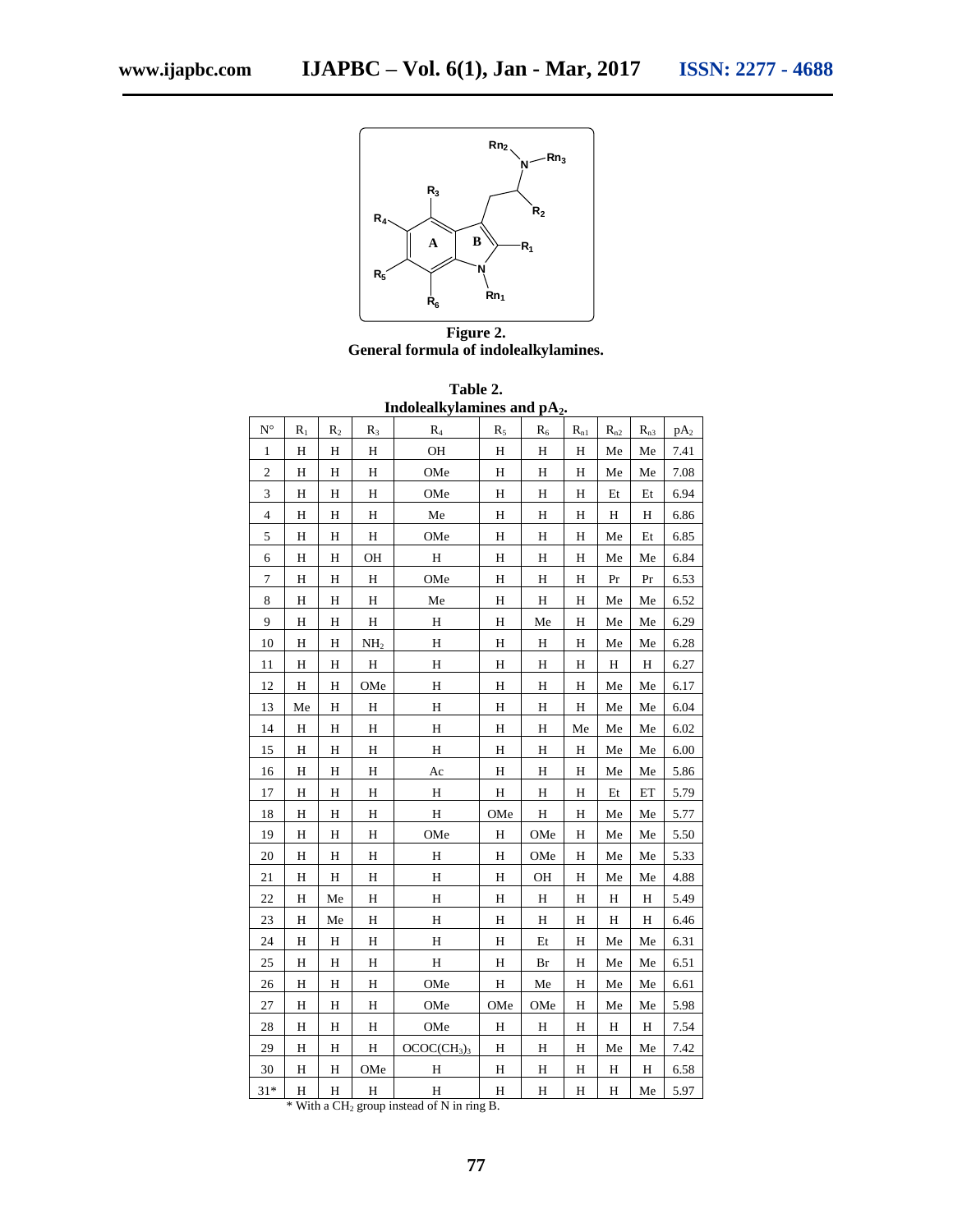**Figure 2.**
**General formula of indolealkylamines.**

**Table 2.**
**Indolealkylamines and $pA_2$.**

| N° | $R_1$ | $R_2$ | $R_3$ | $R_4$ | $R_5$ | $R_6$ | $R_{n1}$ | $R_{n2}$ | $R_{n3}$ | $pA_2$ |
|---|---|---|---|---|---|---|---|---|---|---|
| 1 | H | H | H | OH | H | H | H | Me | Me | 7.41 |
| 2 | H | H | H | OMe | H | H | H | Me | Me | 7.08 |
| 3 | H | H | H | OMe | H | H | H | Et | Et | 6.94 |
| 4 | H | H | H | Me | H | H | H | H | H | 6.86 |
| 5 | H | H | H | OMe | H | H | H | Me | Et | 6.85 |
| 6 | H | H | OH | H | H | H | H | Me | Me | 6.84 |
| 7 | H | H | H | OMe | H | H | H | Pr | Pr | 6.53 |
| 8 | H | H | H | Me | H | H | H | Me | Me | 6.52 |
| 9 | H | H | H | H | H | Me | H | Me | Me | 6.29 |
| 10 | H | H | $NH_2$ | H | H | H | H | Me | Me | 6.28 |
| 11 | H | H | H | H | H | H | H | H | H | 6.27 |
| 12 | H | H | OMe | H | H | H | H | Me | Me | 6.17 |
| 13 | Me | H | H | H | H | H | H | Me | Me | 6.04 |
| 14 | H | H | H | H | H | H | Me | Me | Me | 6.02 |
| 15 | H | H | H | H | H | H | H | Me | Me | 6.00 |
| 16 | H | H | H | Ac | H | H | H | Me | Me | 5.86 |
| 17 | H | H | H | H | H | H | H | Et | ET | 5.79 |
| 18 | H | H | H | H | OMe | H | H | Me | Me | 5.77 |
| 19 | H | H | H | OMe | H | OMe | H | Me | Me | 5.50 |
| 20 | H | H | H | H | H | OMe | H | Me | Me | 5.33 |
| 21 | H | H | H | H | H | OH | H | Me | Me | 4.88 |
| 22 | H | Me | H | H | H | H | H | H | H | 5.49 |
| 23 | H | Me | H | H | H | H | H | H | H | 6.46 |
| 24 | H | H | H | H | H | Et | H | Me | Me | 6.31 |
| 25 | H | H | H | H | H | Br | H | Me | Me | 6.51 |
| 26 | H | H | H | OMe | H | Me | H | Me | Me | 6.61 |
| 27 | H | H | H | OMe | OMe | OMe | H | Me | Me | 5.98 |
| 28 | H | H | H | OMe | H | H | H | H | H | 7.54 |
| 29 | H | H | H | $OCOC(CH_3)_3$ | H | H | H | Me | Me | 7.42 |
| 30 | H | H | OMe | H | H | H | H | H | H | 6.58 |
| 31* | H | H | H | H | H | H | H | H | Me | 5.97 |

\* With a $CH_2$ group instead of N in ring B.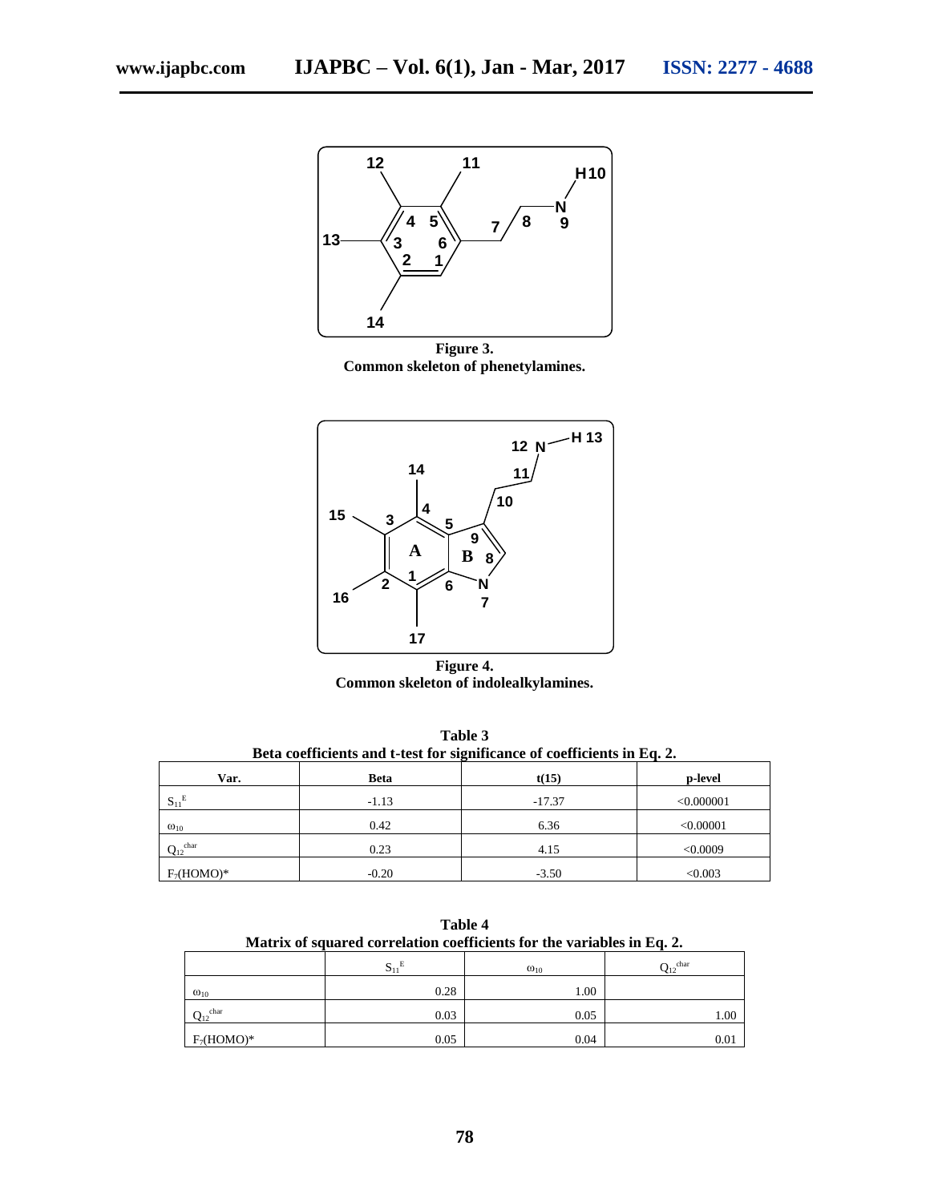**Figure 3.**
**Common skeleton of phenetylamines.**

**Figure 4.**
**Common skeleton of indolealkylamines.**

**Table 3**
**Beta coefficients and t-test for significance of coefficients in Eq. 2.**

| Var. | Beta | t(15) | p-level |
|---|---|---|---|
| $S_{11}^{E}$ | -1.13 | -17.37 | <0.000001 |
| $\omega_{10}$ | 0.42 | 6.36 | <0.00001 |
| $Q_{12}^{char}$ | 0.23 | 4.15 | <0.0009 |
| $F_7$(HOMO)* | -0.20 | -3.50 | <0.003 |

**Table 4**
**Matrix of squared correlation coefficients for the variables in Eq. 2.**

| | $S_{11}^{E}$ | $\omega_{10}$ | $Q_{12}^{char}$ |
|---|---|---|---|
| $\omega_{10}$ | 0.28 | 1.00 | |
| $Q_{12}^{char}$ | 0.03 | 0.05 | 1.00 |
| $F_7$(HOMO)* | 0.05 | 0.04 | 0.01 |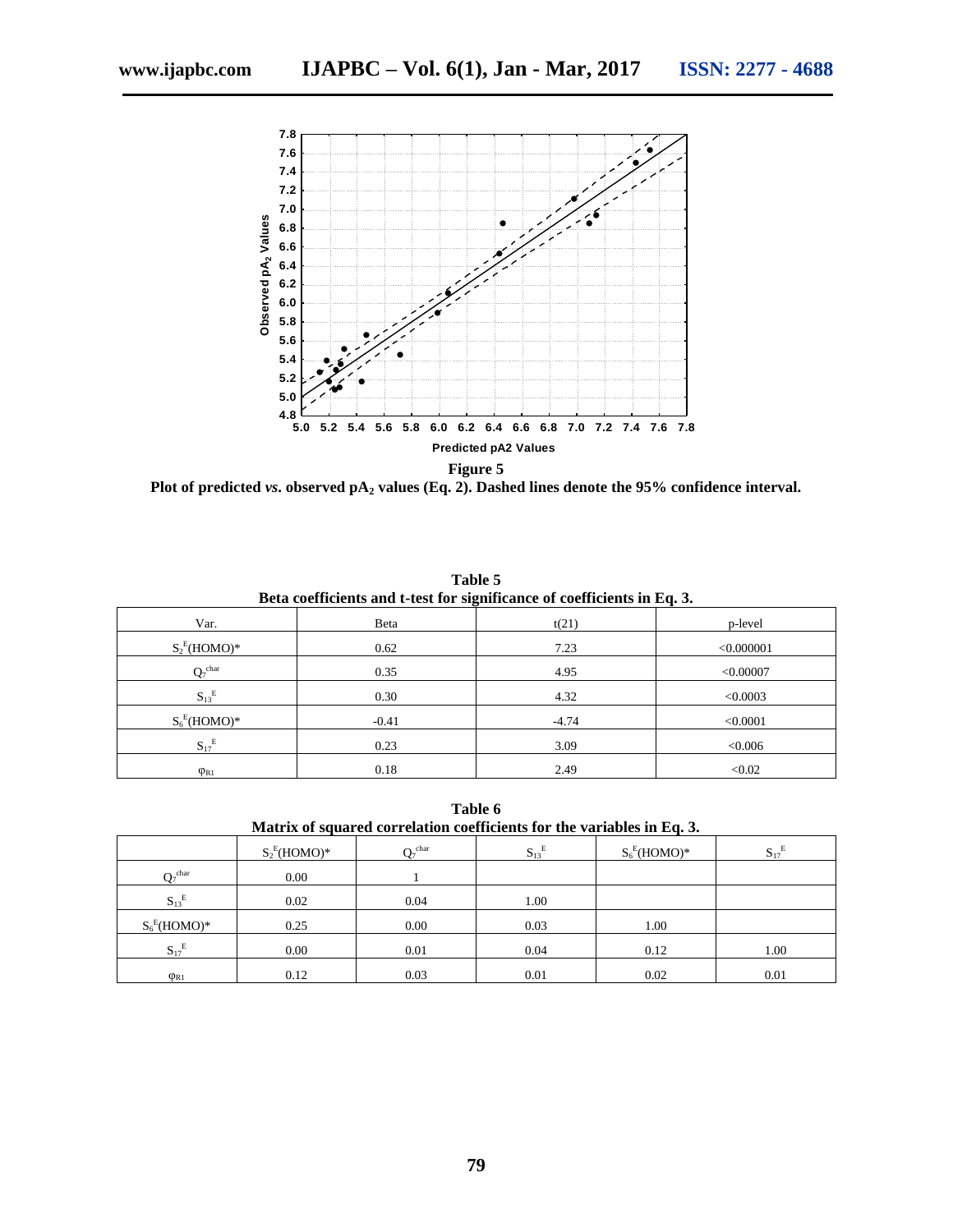**Figure 5**

**Plot of predicted *vs.* observed $pA_2$ values (Eq. 2). Dashed lines denote the 95% confidence interval.**

**Table 5**
**Beta coefficients and t-test for significance of coefficients in Eq. 3.**

| Var. | Beta | t(21) | p-level |
|---|---|---|---|
| $S_2^E(HOMO)^*$ | 0.62 | 7.23 | <0.000001 |
| $Q_7^{char}$ | 0.35 | 4.95 | <0.00007 |
| $S_{13}^E$ | 0.30 | 4.32 | <0.0003 |
| $S_6^E(HOMO)^*$ | -0.41 | -4.74 | <0.0001 |
| $S_{17}^E$ | 0.23 | 3.09 | <0.006 |
| $\varphi_{R1}$ | 0.18 | 2.49 | <0.02 |

**Table 6**
**Matrix of squared correlation coefficients for the variables in Eq. 3.**

| | $S_2^E(HOMO)^*$ | $Q_7^{char}$ | $S_{13}^E$ | $S_6^E(HOMO)^*$ | $S_{17}^E$ |
|---|---|---|---|---|---|
| $Q_7^{char}$ | 0.00 | 1 | | | |
| $S_{13}^E$ | 0.02 | 0.04 | 1.00 | | |
| $S_6^E(HOMO)^*$ | 0.25 | 0.00 | 0.03 | 1.00 | |
| $S_{17}^E$ | 0.00 | 0.01 | 0.04 | 0.12 | 1.00 |
| $\varphi_{R1}$ | 0.12 | 0.03 | 0.01 | 0.02 | 0.01 |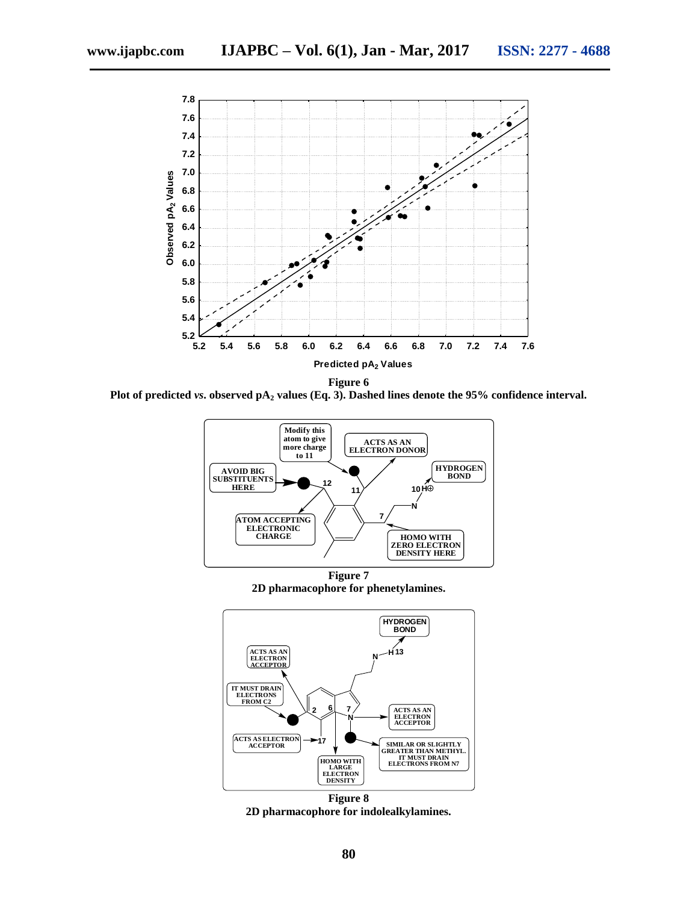**Figure 6**

**Plot of predicted *vs.* observed $pA_2$ values (Eq. 3). Dashed lines denote the 95% confidence interval.**

**Figure 7**

**2D pharmacophore for phenetylamines.**

**Figure 8**

**2D pharmacophore for indolealkylamines.**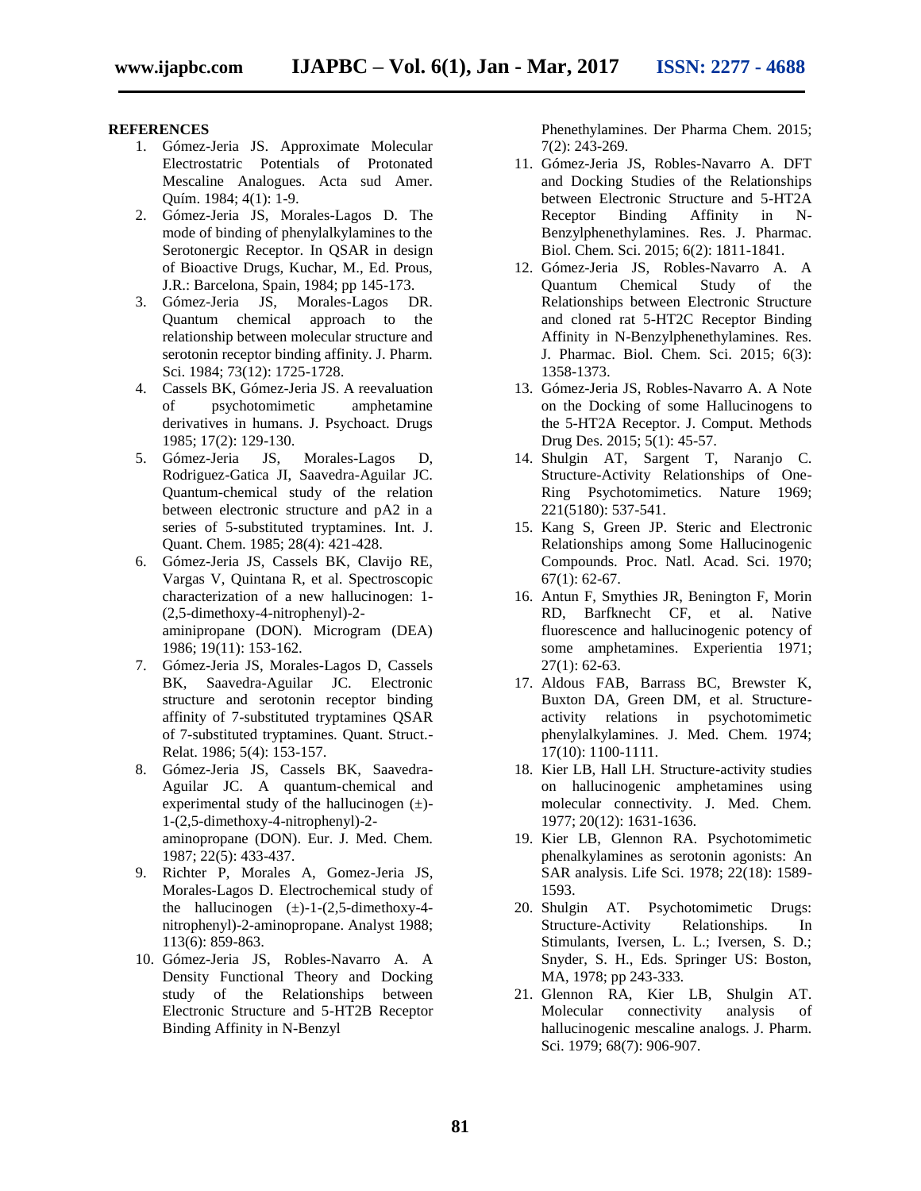## REFERENCES

1. Gómez-Jeria JS. Approximate Molecular Electrostatric Potentials of Protonated Mescaline Analogues. Acta sud Amer. Quím. 1984; 4(1): 1-9.
2. Gómez-Jeria JS, Morales-Lagos D. The mode of binding of phenylalkylamines to the Serotonergic Receptor. In QSAR in design of Bioactive Drugs, Kuchar, M., Ed. Prous, J.R.: Barcelona, Spain, 1984; pp 145-173.
3. Gómez-Jeria JS, Morales-Lagos DR. Quantum chemical approach to the relationship between molecular structure and serotonin receptor binding affinity. J. Pharm. Sci. 1984; 73(12): 1725-1728.
4. Cassels BK, Gómez-Jeria JS. A reevaluation of psychotomimetic amphetamine derivatives in humans. J. Psychoact. Drugs 1985; 17(2): 129-130.
5. Gómez-Jeria JS, Morales-Lagos D, Rodriguez-Gatica JI, Saavedra-Aguilar JC. Quantum-chemical study of the relation between electronic structure and pA2 in a series of 5-substituted tryptamines. Int. J. Quant. Chem. 1985; 28(4): 421-428.
6. Gómez-Jeria JS, Cassels BK, Clavijo RE, Vargas V, Quintana R, et al. Spectroscopic characterization of a new hallucinogen: 1-(2,5-dimethoxy-4-nitrophenyl)-2-aminipropane (DON). Microgram (DEA) 1986; 19(11): 153-162.
7. Gómez-Jeria JS, Morales-Lagos D, Cassels BK, Saavedra-Aguilar JC. Electronic structure and serotonin receptor binding affinity of 7-substituted tryptamines QSAR of 7-substituted tryptamines. Quant. Struct.-Relat. 1986; 5(4): 153-157.
8. Gómez-Jeria JS, Cassels BK, Saavedra-Aguilar JC. A quantum-chemical and experimental study of the hallucinogen (±)-1-(2,5-dimethoxy-4-nitrophenyl)-2-aminopropane (DON). Eur. J. Med. Chem. 1987; 22(5): 433-437.
9. Richter P, Morales A, Gomez-Jeria JS, Morales-Lagos D. Electrochemical study of the hallucinogen (±)-1-(2,5-dimethoxy-4-nitrophenyl)-2-aminopropane. Analyst 1988; 113(6): 859-863.
10. Gómez-Jeria JS, Robles-Navarro A. A Density Functional Theory and Docking study of the Relationships between Electronic Structure and 5-HT2B Receptor Binding Affinity in N-Benzyl Phenethylamines. Der Pharma Chem. 2015; 7(2): 243-269.
11. Gómez-Jeria JS, Robles-Navarro A. DFT and Docking Studies of the Relationships between Electronic Structure and 5-HT2A Receptor Binding Affinity in N-Benzylphenethylamines. Res. J. Pharmac. Biol. Chem. Sci. 2015; 6(2): 1811-1841.
12. Gómez-Jeria JS, Robles-Navarro A. A Quantum Chemical Study of the Relationships between Electronic Structure and cloned rat 5-HT2C Receptor Binding Affinity in N-Benzylphenethylamines. Res. J. Pharmac. Biol. Chem. Sci. 2015; 6(3): 1358-1373.
13. Gómez-Jeria JS, Robles-Navarro A. A Note on the Docking of some Hallucinogens to the 5-HT2A Receptor. J. Comput. Methods Drug Des. 2015; 5(1): 45-57.
14. Shulgin AT, Sargent T, Naranjo C. Structure-Activity Relationships of One-Ring Psychotomimetics. Nature 1969; 221(5180): 537-541.
15. Kang S, Green JP. Steric and Electronic Relationships among Some Hallucinogenic Compounds. Proc. Natl. Acad. Sci. 1970; 67(1): 62-67.
16. Antun F, Smythies JR, Benington F, Morin RD, Barfknecht CF, et al. Native fluorescence and hallucinogenic potency of some amphetamines. Experientia 1971; 27(1): 62-63.
17. Aldous FAB, Barrass BC, Brewster K, Buxton DA, Green DM, et al. Structure-activity relations in psychotomimetic phenylalkylamines. J. Med. Chem. 1974; 17(10): 1100-1111.
18. Kier LB, Hall LH. Structure-activity studies on hallucinogenic amphetamines using molecular connectivity. J. Med. Chem. 1977; 20(12): 1631-1636.
19. Kier LB, Glennon RA. Psychotomimetic phenalkylamines as serotonin agonists: An SAR analysis. Life Sci. 1978; 22(18): 1589-1593.
20. Shulgin AT. Psychotomimetic Drugs: Structure-Activity Relationships. In Stimulants, Iversen, L. L.; Iversen, S. D.; Snyder, S. H., Eds. Springer US: Boston, MA, 1978; pp 243-333.
21. Glennon RA, Kier LB, Shulgin AT. Molecular connectivity analysis of hallucinogenic mescaline analogs. J. Pharm. Sci. 1979; 68(7): 906-907.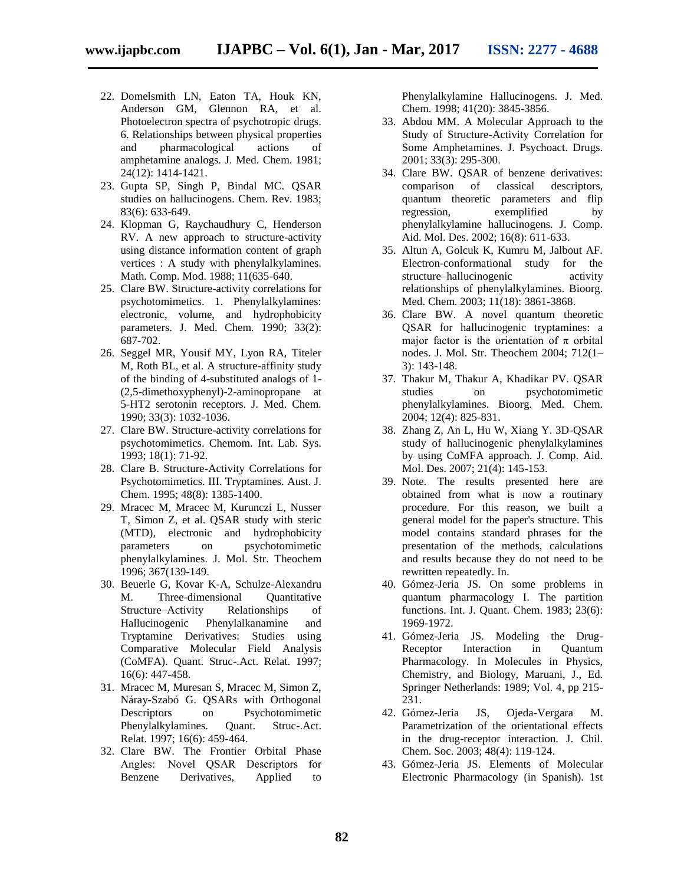22. Domelsmith LN, Eaton TA, Houk KN, Anderson GM, Glennon RA, et al. Photoelectron spectra of psychotropic drugs. 6. Relationships between physical properties and pharmacological actions of amphetamine analogs. J. Med. Chem. 1981; 24(12): 1414-1421.
23. Gupta SP, Singh P, Bindal MC. QSAR studies on hallucinogens. Chem. Rev. 1983; 83(6): 633-649.
24. Klopman G, Raychaudhury C, Henderson RV. A new approach to structure-activity using distance information content of graph vertices : A study with phenylalkylamines. Math. Comp. Mod. 1988; 11(635-640.
25. Clare BW. Structure-activity correlations for psychotomimetics. 1. Phenylalkylamines: electronic, volume, and hydrophobicity parameters. J. Med. Chem. 1990; 33(2): 687-702.
26. Seggel MR, Yousif MY, Lyon RA, Titeler M, Roth BL, et al. A structure-affinity study of the binding of 4-substituted analogs of 1-(2,5-dimethoxyphenyl)-2-aminopropane at 5-HT2 serotonin receptors. J. Med. Chem. 1990; 33(3): 1032-1036.
27. Clare BW. Structure-activity correlations for psychotomimetics. Chemom. Int. Lab. Sys. 1993; 18(1): 71-92.
28. Clare B. Structure-Activity Correlations for Psychotomimetics. III. Tryptamines. Aust. J. Chem. 1995; 48(8): 1385-1400.
29. Mracec M, Mracec M, Kurunczi L, Nusser T, Simon Z, et al. QSAR study with steric (MTD), electronic and hydrophobicity parameters on psychotomimetic phenylalkylamines. J. Mol. Str. Theochem 1996; 367(139-149.
30. Beuerle G, Kovar K-A, Schulze-Alexandru M. Three-dimensional Quantitative Structure–Activity Relationships of Hallucinogenic Phenylalkanamine and Tryptamine Derivatives: Studies using Comparative Molecular Field Analysis (CoMFA). Quant. Struc-.Act. Relat. 1997; 16(6): 447-458.
31. Mracec M, Muresan S, Mracec M, Simon Z, Náray-Szabó G. QSARs with Orthogonal Descriptors on Psychotomimetic Phenylalkylamines. Quant. Struc-.Act. Relat. 1997; 16(6): 459-464.
32. Clare BW. The Frontier Orbital Phase Angles: Novel QSAR Descriptors for Benzene Derivatives, Applied to Phenylalkylamine Hallucinogens. J. Med. Chem. 1998; 41(20): 3845-3856.
33. Abdou MM. A Molecular Approach to the Study of Structure-Activity Correlation for Some Amphetamines. J. Psychoact. Drugs. 2001; 33(3): 295-300.
34. Clare BW. QSAR of benzene derivatives: comparison of classical descriptors, quantum theoretic parameters and flip regression, exemplified by phenylalkylamine hallucinogens. J. Comp. Aid. Mol. Des. 2002; 16(8): 611-633.
35. Altun A, Golcuk K, Kumru M, Jalbout AF. Electron-conformational study for the structure–hallucinogenic activity relationships of phenylalkylamines. Bioorg. Med. Chem. 2003; 11(18): 3861-3868.
36. Clare BW. A novel quantum theoretic QSAR for hallucinogenic tryptamines: a major factor is the orientation of π orbital nodes. J. Mol. Str. Theochem 2004; 712(1–3): 143-148.
37. Thakur M, Thakur A, Khadikar PV. QSAR studies on psychotomimetic phenylalkylamines. Bioorg. Med. Chem. 2004; 12(4): 825-831.
38. Zhang Z, An L, Hu W, Xiang Y. 3D-QSAR study of hallucinogenic phenylalkylamines by using CoMFA approach. J. Comp. Aid. Mol. Des. 2007; 21(4): 145-153.
39. Note. The results presented here are obtained from what is now a routinary procedure. For this reason, we built a general model for the paper's structure. This model contains standard phrases for the presentation of the methods, calculations and results because they do not need to be rewritten repeatedly. In.
40. Gómez-Jeria JS. On some problems in quantum pharmacology I. The partition functions. Int. J. Quant. Chem. 1983; 23(6): 1969-1972.
41. Gómez-Jeria JS. Modeling the Drug-Receptor Interaction in Quantum Pharmacology. In Molecules in Physics, Chemistry, and Biology, Maruani, J., Ed. Springer Netherlands: 1989; Vol. 4, pp 215-231.
42. Gómez-Jeria JS, Ojeda-Vergara M. Parametrization of the orientational effects in the drug-receptor interaction. J. Chil. Chem. Soc. 2003; 48(4): 119-124.
43. Gómez-Jeria JS. Elements of Molecular Electronic Pharmacology (in Spanish). 1st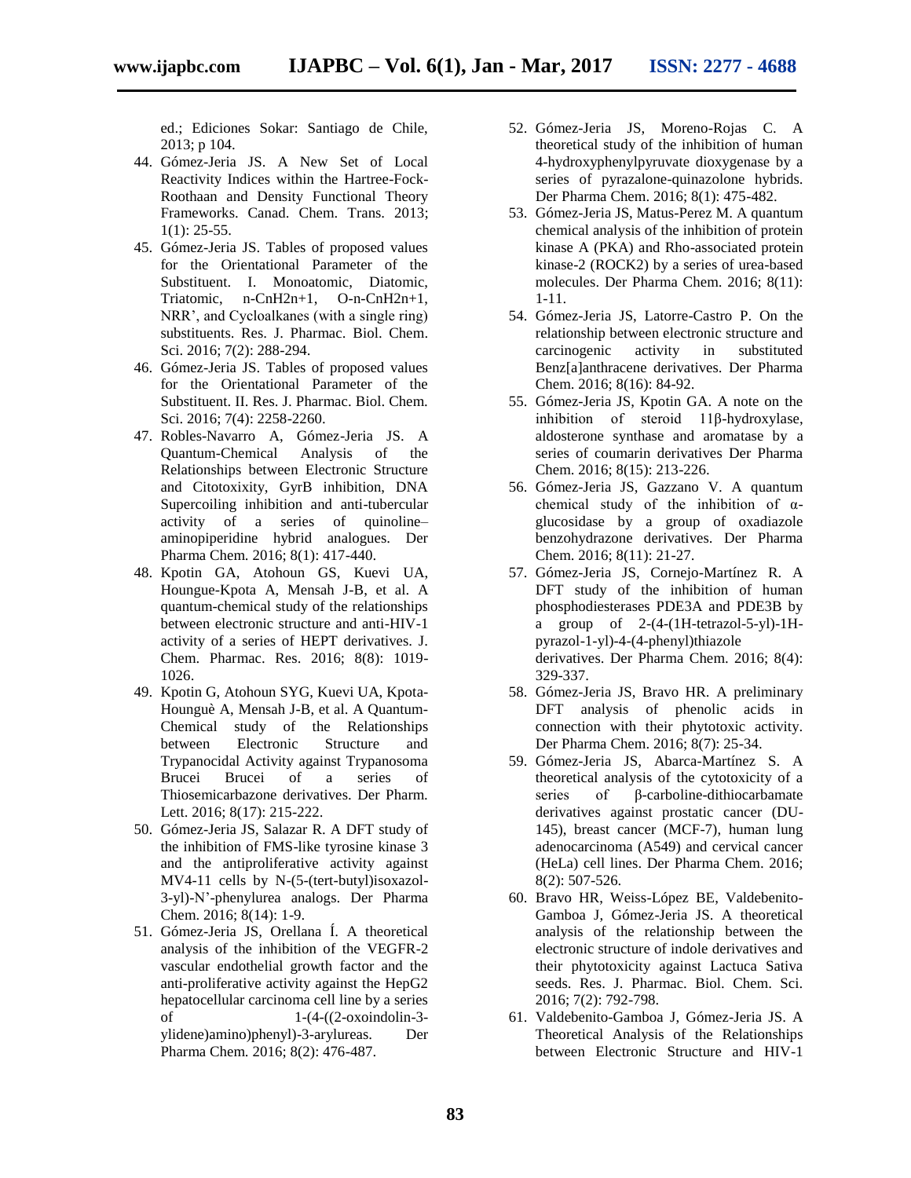ed.; Ediciones Sokar: Santiago de Chile, 2013; p 104.

44. Gómez-Jeria JS. A New Set of Local Reactivity Indices within the Hartree-Fock-Roothaan and Density Functional Theory Frameworks. Canad. Chem. Trans. 2013; 1(1): 25-55.
45. Gómez-Jeria JS. Tables of proposed values for the Orientational Parameter of the Substituent. I. Monoatomic, Diatomic, Triatomic, n-CnH2n+1, O-n-CnH2n+1, NRR', and Cycloalkanes (with a single ring) substituents. Res. J. Pharmac. Biol. Chem. Sci. 2016; 7(2): 288-294.
46. Gómez-Jeria JS. Tables of proposed values for the Orientational Parameter of the Substituent. II. Res. J. Pharmac. Biol. Chem. Sci. 2016; 7(4): 2258-2260.
47. Robles-Navarro A, Gómez-Jeria JS. A Quantum-Chemical Analysis of the Relationships between Electronic Structure and Citotoxixity, GyrB inhibition, DNA Supercoiling inhibition and anti-tubercular activity of a series of quinoline–aminopiperidine hybrid analogues. Der Pharma Chem. 2016; 8(1): 417-440.
48. Kpotin GA, Atohoun GS, Kuevi UA, Houngue-Kpota A, Mensah J-B, et al. A quantum-chemical study of the relationships between electronic structure and anti-HIV-1 activity of a series of HEPT derivatives. J. Chem. Pharmac. Res. 2016; 8(8): 1019-1026.
49. Kpotin G, Atohoun SYG, Kuevi UA, Kpota-Hounguè A, Mensah J-B, et al. A Quantum-Chemical study of the Relationships between Electronic Structure and Trypanocidal Activity against Trypanosoma Brucei Brucei of a series of Thiosemicarbazone derivatives. Der Pharm. Lett. 2016; 8(17): 215-222.
50. Gómez-Jeria JS, Salazar R. A DFT study of the inhibition of FMS-like tyrosine kinase 3 and the antiproliferative activity against MV4-11 cells by N-(5-(tert-butyl)isoxazol-3-yl)-N'-phenylurea analogs. Der Pharma Chem. 2016; 8(14): 1-9.
51. Gómez-Jeria JS, Orellana Í. A theoretical analysis of the inhibition of the VEGFR-2 vascular endothelial growth factor and the anti-proliferative activity against the HepG2 hepatocellular carcinoma cell line by a series of 1-(4-((2-oxoindolin-3-ylidene)amino)phenyl)-3-arylureas. Der Pharma Chem. 2016; 8(2): 476-487.
52. Gómez-Jeria JS, Moreno-Rojas C. A theoretical study of the inhibition of human 4-hydroxyphenylpyruvate dioxygenase by a series of pyrazalone-quinazolone hybrids. Der Pharma Chem. 2016; 8(1): 475-482.
53. Gómez-Jeria JS, Matus-Perez M. A quantum chemical analysis of the inhibition of protein kinase A (PKA) and Rho-associated protein kinase-2 (ROCK2) by a series of urea-based molecules. Der Pharma Chem. 2016; 8(11): 1-11.
54. Gómez-Jeria JS, Latorre-Castro P. On the relationship between electronic structure and carcinogenic activity in substituted Benz[a]anthracene derivatives. Der Pharma Chem. 2016; 8(16): 84-92.
55. Gómez-Jeria JS, Kpotin GA. A note on the inhibition of steroid 11β-hydroxylase, aldosterone synthase and aromatase by a series of coumarin derivatives Der Pharma Chem. 2016; 8(15): 213-226.
56. Gómez-Jeria JS, Gazzano V. A quantum chemical study of the inhibition of α-glucosidase by a group of oxadiazole benzohydrazone derivatives. Der Pharma Chem. 2016; 8(11): 21-27.
57. Gómez-Jeria JS, Cornejo-Martínez R. A DFT study of the inhibition of human phosphodiesterases PDE3A and PDE3B by a group of 2-(4-(1H-tetrazol-5-yl)-1H-pyrazol-1-yl)-4-(4-phenyl)thiazole derivatives. Der Pharma Chem. 2016; 8(4): 329-337.
58. Gómez-Jeria JS, Bravo HR. A preliminary DFT analysis of phenolic acids in connection with their phytotoxic activity. Der Pharma Chem. 2016; 8(7): 25-34.
59. Gómez-Jeria JS, Abarca-Martínez S. A theoretical analysis of the cytotoxicity of a series of β-carboline-dithiocarbamate derivatives against prostatic cancer (DU-145), breast cancer (MCF-7), human lung adenocarcinoma (A549) and cervical cancer (HeLa) cell lines. Der Pharma Chem. 2016; 8(2): 507-526.
60. Bravo HR, Weiss-López BE, Valdebenito-Gamboa J, Gómez-Jeria JS. A theoretical analysis of the relationship between the electronic structure of indole derivatives and their phytotoxicity against Lactuca Sativa seeds. Res. J. Pharmac. Biol. Chem. Sci. 2016; 7(2): 792-798.
61. Valdebenito-Gamboa J, Gómez-Jeria JS. A Theoretical Analysis of the Relationships between Electronic Structure and HIV-1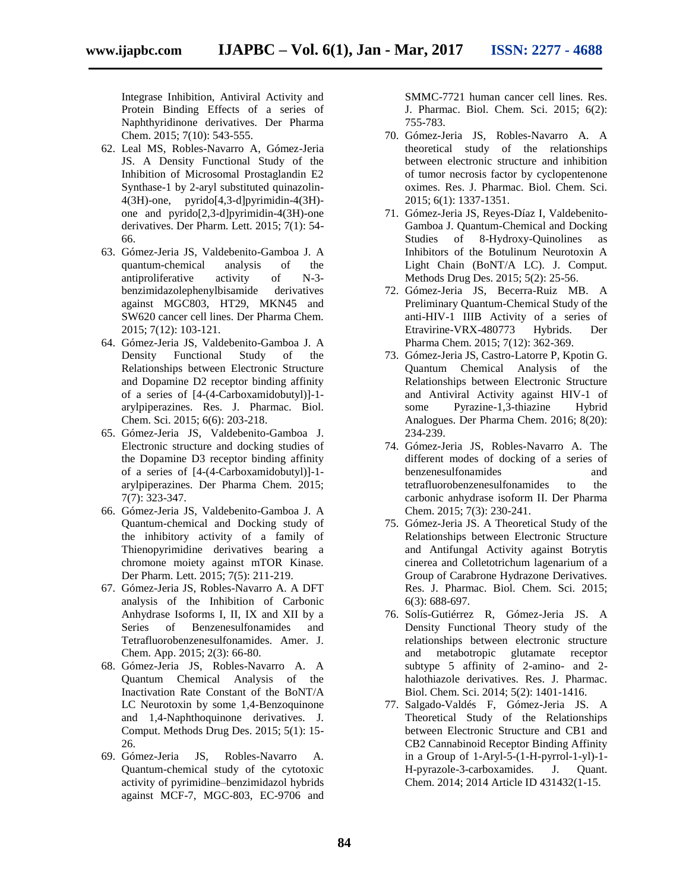Integrase Inhibition, Antiviral Activity and Protein Binding Effects of a series of Naphthyridinone derivatives. Der Pharma Chem. 2015; 7(10): 543-555.

62. Leal MS, Robles-Navarro A, Gómez-Jeria JS. A Density Functional Study of the Inhibition of Microsomal Prostaglandin E2 Synthase-1 by 2-aryl substituted quinazolin-4(3H)-one, pyrido[4,3-d]pyrimidin-4(3H)-one and pyrido[2,3-d]pyrimidin-4(3H)-one derivatives. Der Pharm. Lett. 2015; 7(1): 54-66.
63. Gómez-Jeria JS, Valdebenito-Gamboa J. A quantum-chemical analysis of the antiproliferative activity of N-3-benzimidazolephenylbisamide derivatives against MGC803, HT29, MKN45 and SW620 cancer cell lines. Der Pharma Chem. 2015; 7(12): 103-121.
64. Gómez-Jeria JS, Valdebenito-Gamboa J. A Density Functional Study of the Relationships between Electronic Structure and Dopamine D2 receptor binding affinity of a series of [4-(4-Carboxamidobutyl)]-1-arylpiperazines. Res. J. Pharmac. Biol. Chem. Sci. 2015; 6(6): 203-218.
65. Gómez-Jeria JS, Valdebenito-Gamboa J. Electronic structure and docking studies of the Dopamine D3 receptor binding affinity of a series of [4-(4-Carboxamidobutyl)]-1-arylpiperazines. Der Pharma Chem. 2015; 7(7): 323-347.
66. Gómez-Jeria JS, Valdebenito-Gamboa J. A Quantum-chemical and Docking study of the inhibitory activity of a family of Thienopyrimidine derivatives bearing a chromone moiety against mTOR Kinase. Der Pharm. Lett. 2015; 7(5): 211-219.
67. Gómez-Jeria JS, Robles-Navarro A. A DFT analysis of the Inhibition of Carbonic Anhydrase Isoforms I, II, IX and XII by a Series of Benzenesulfonamides and Tetrafluorobenzenesulfonamides. Amer. J. Chem. App. 2015; 2(3): 66-80.
68. Gómez-Jeria JS, Robles-Navarro A. A Quantum Chemical Analysis of the Inactivation Rate Constant of the BoNT/A LC Neurotoxin by some 1,4-Benzoquinone and 1,4-Naphthoquinone derivatives. J. Comput. Methods Drug Des. 2015; 5(1): 15-26.
69. Gómez-Jeria JS, Robles-Navarro A. Quantum-chemical study of the cytotoxic activity of pyrimidine–benzimidazol hybrids against MCF-7, MGC-803, EC-9706 and SMMC-7721 human cancer cell lines. Res. J. Pharmac. Biol. Chem. Sci. 2015; 6(2): 755-783.
70. Gómez-Jeria JS, Robles-Navarro A. A theoretical study of the relationships between electronic structure and inhibition of tumor necrosis factor by cyclopentenone oximes. Res. J. Pharmac. Biol. Chem. Sci. 2015; 6(1): 1337-1351.
71. Gómez-Jeria JS, Reyes-Díaz I, Valdebenito-Gamboa J. Quantum-Chemical and Docking Studies of 8-Hydroxy-Quinolines as Inhibitors of the Botulinum Neurotoxin A Light Chain (BoNT/A LC). J. Comput. Methods Drug Des. 2015; 5(2): 25-56.
72. Gómez-Jeria JS, Becerra-Ruiz MB. A Preliminary Quantum-Chemical Study of the anti-HIV-1 IIIB Activity of a series of Etravirine-VRX-480773 Hybrids. Der Pharma Chem. 2015; 7(12): 362-369.
73. Gómez-Jeria JS, Castro-Latorre P, Kpotin G. Quantum Chemical Analysis of the Relationships between Electronic Structure and Antiviral Activity against HIV-1 of some Pyrazine-1,3-thiazine Hybrid Analogues. Der Pharma Chem. 2016; 8(20): 234-239.
74. Gómez-Jeria JS, Robles-Navarro A. The different modes of docking of a series of benzenesulfonamides and tetrafluorobenzenesulfonamides to the carbonic anhydrase isoform II. Der Pharma Chem. 2015; 7(3): 230-241.
75. Gómez-Jeria JS. A Theoretical Study of the Relationships between Electronic Structure and Antifungal Activity against Botrytis cinerea and Colletotrichum lagenarium of a Group of Carabrone Hydrazone Derivatives. Res. J. Pharmac. Biol. Chem. Sci. 2015; 6(3): 688-697.
76. Solís-Gutiérrez R, Gómez-Jeria JS. A Density Functional Theory study of the relationships between electronic structure and metabotropic glutamate receptor subtype 5 affinity of 2-amino- and 2-halothiazole derivatives. Res. J. Pharmac. Biol. Chem. Sci. 2014; 5(2): 1401-1416.
77. Salgado-Valdés F, Gómez-Jeria JS. A Theoretical Study of the Relationships between Electronic Structure and CB1 and CB2 Cannabinoid Receptor Binding Affinity in a Group of 1-Aryl-5-(1-H-pyrrol-1-yl)-1-H-pyrazole-3-carboxamides. J. Quant. Chem. 2014; 2014 Article ID 431432(1-15.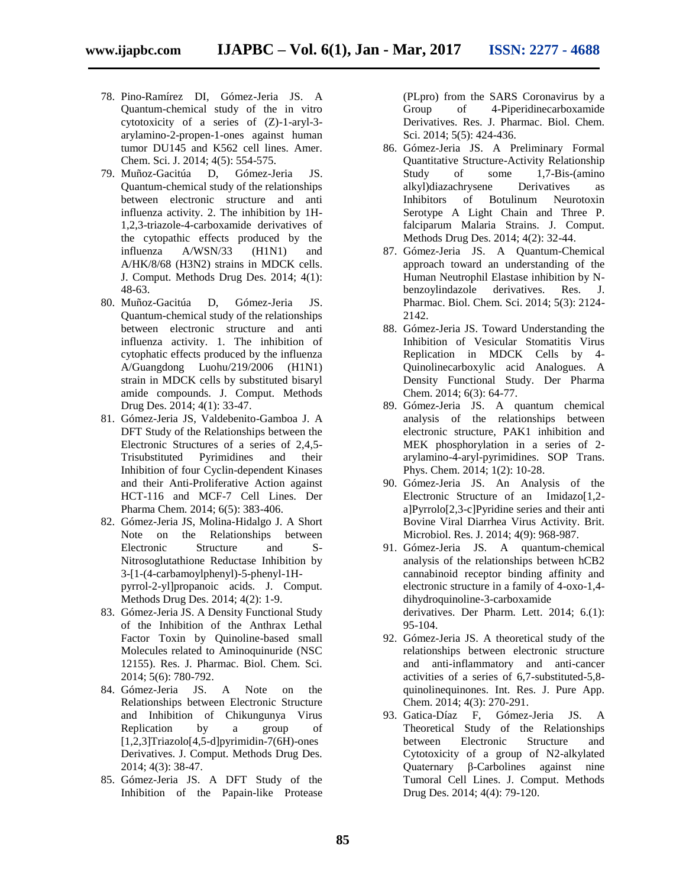78. Pino-Ramírez DI, Gómez-Jeria JS. A Quantum-chemical study of the in vitro cytotoxicity of a series of (Z)-1-aryl-3-arylamino-2-propen-1-ones against human tumor DU145 and K562 cell lines. Amer. Chem. Sci. J. 2014; 4(5): 554-575.
79. Muñoz-Gacitúa D, Gómez-Jeria JS. Quantum-chemical study of the relationships between electronic structure and anti influenza activity. 2. The inhibition by 1H-1,2,3-triazole-4-carboxamide derivatives of the cytopathic effects produced by the influenza A/WSN/33 (H1N1) and A/HK/8/68 (H3N2) strains in MDCK cells. J. Comput. Methods Drug Des. 2014; 4(1): 48-63.
80. Muñoz-Gacitúa D, Gómez-Jeria JS. Quantum-chemical study of the relationships between electronic structure and anti influenza activity. 1. The inhibition of cytophatic effects produced by the influenza A/Guangdong Luohu/219/2006 (H1N1) strain in MDCK cells by substituted bisaryl amide compounds. J. Comput. Methods Drug Des. 2014; 4(1): 33-47.
81. Gómez-Jeria JS, Valdebenito-Gamboa J. A DFT Study of the Relationships between the Electronic Structures of a series of 2,4,5-Trisubstituted Pyrimidines and their Inhibition of four Cyclin-dependent Kinases and their Anti-Proliferative Action against HCT-116 and MCF-7 Cell Lines. Der Pharma Chem. 2014; 6(5): 383-406.
82. Gómez-Jeria JS, Molina-Hidalgo J. A Short Note on the Relationships between Electronic Structure and S-Nitrosoglutathione Reductase Inhibition by 3-[1-(4-carbamoylphenyl)-5-phenyl-1H-pyrrol-2-yl]propanoic acids. J. Comput. Methods Drug Des. 2014; 4(2): 1-9.
83. Gómez-Jeria JS. A Density Functional Study of the Inhibition of the Anthrax Lethal Factor Toxin by Quinoline-based small Molecules related to Aminoquinuride (NSC 12155). Res. J. Pharmac. Biol. Chem. Sci. 2014; 5(6): 780-792.
84. Gómez-Jeria JS. A Note on the Relationships between Electronic Structure and Inhibition of Chikungunya Virus Replication by a group of [1,2,3]Triazolo[4,5-d]pyrimidin-7(6H)-ones Derivatives. J. Comput. Methods Drug Des. 2014; 4(3): 38-47.
85. Gómez-Jeria JS. A DFT Study of the Inhibition of the Papain-like Protease (PLpro) from the SARS Coronavirus by a Group of 4-Piperidinecarboxamide Derivatives. Res. J. Pharmac. Biol. Chem. Sci. 2014; 5(5): 424-436.
86. Gómez-Jeria JS. A Preliminary Formal Quantitative Structure-Activity Relationship Study of some 1,7-Bis-(amino alkyl)diazachrysene Derivatives as Inhibitors of Botulinum Neurotoxin Serotype A Light Chain and Three P. falciparum Malaria Strains. J. Comput. Methods Drug Des. 2014; 4(2): 32-44.
87. Gómez-Jeria JS. A Quantum-Chemical approach toward an understanding of the Human Neutrophil Elastase inhibition by N-benzoylindazole derivatives. Res. J. Pharmac. Biol. Chem. Sci. 2014; 5(3): 2124-2142.
88. Gómez-Jeria JS. Toward Understanding the Inhibition of Vesicular Stomatitis Virus Replication in MDCK Cells by 4-Quinolinecarboxylic acid Analogues. A Density Functional Study. Der Pharma Chem. 2014; 6(3): 64-77.
89. Gómez-Jeria JS. A quantum chemical analysis of the relationships between electronic structure, PAK1 inhibition and MEK phosphorylation in a series of 2-arylamino-4-aryl-pyrimidines. SOP Trans. Phys. Chem. 2014; 1(2): 10-28.
90. Gómez-Jeria JS. An Analysis of the Electronic Structure of an Imidazo[1,2-a]Pyrrolo[2,3-c]Pyridine series and their anti Bovine Viral Diarrhea Virus Activity. Brit. Microbiol. Res. J. 2014; 4(9): 968-987.
91. Gómez-Jeria JS. A quantum-chemical analysis of the relationships between hCB2 cannabinoid receptor binding affinity and electronic structure in a family of 4-oxo-1,4-dihydroquinoline-3-carboxamide derivatives. Der Pharm. Lett. 2014; 6.(1): 95-104.
92. Gómez-Jeria JS. A theoretical study of the relationships between electronic structure and anti-inflammatory and anti-cancer activities of a series of 6,7-substituted-5,8-quinolinequinones. Int. Res. J. Pure App. Chem. 2014; 4(3): 270-291.
93. Gatica-Díaz F, Gómez-Jeria JS. A Theoretical Study of the Relationships between Electronic Structure and Cytotoxicity of a group of N2-alkylated Quaternary β-Carbolines against nine Tumoral Cell Lines. J. Comput. Methods Drug Des. 2014; 4(4): 79-120.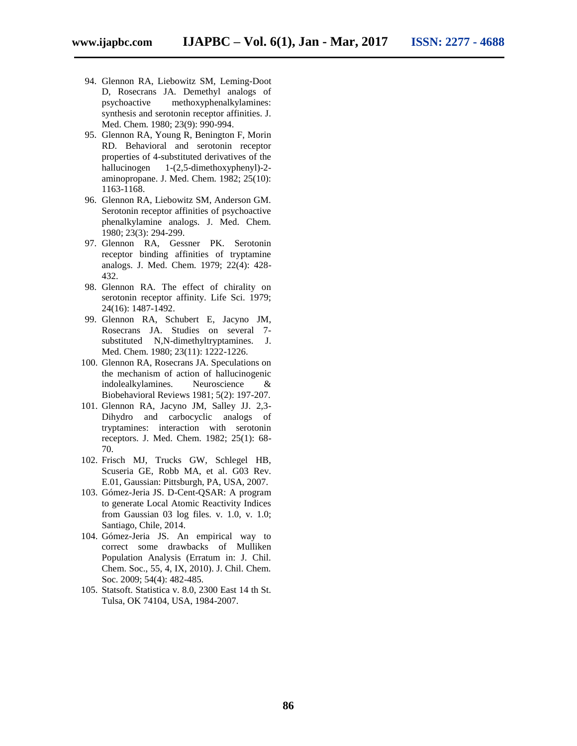94. Glennon RA, Liebowitz SM, Leming-Doot D, Rosecrans JA. Demethyl analogs of psychoactive methoxyphenalkylamines: synthesis and serotonin receptor affinities. J. Med. Chem. 1980; 23(9): 990-994.
95. Glennon RA, Young R, Benington F, Morin RD. Behavioral and serotonin receptor properties of 4-substituted derivatives of the hallucinogen 1-(2,5-dimethoxyphenyl)-2-aminopropane. J. Med. Chem. 1982; 25(10): 1163-1168.
96. Glennon RA, Liebowitz SM, Anderson GM. Serotonin receptor affinities of psychoactive phenalkylamine analogs. J. Med. Chem. 1980; 23(3): 294-299.
97. Glennon RA, Gessner PK. Serotonin receptor binding affinities of tryptamine analogs. J. Med. Chem. 1979; 22(4): 428-432.
98. Glennon RA. The effect of chirality on serotonin receptor affinity. Life Sci. 1979; 24(16): 1487-1492.
99. Glennon RA, Schubert E, Jacyno JM, Rosecrans JA. Studies on several 7-substituted N,N-dimethyltryptamines. J. Med. Chem. 1980; 23(11): 1222-1226.
100. Glennon RA, Rosecrans JA. Speculations on the mechanism of action of hallucinogenic indolealkylamines. Neuroscience & Biobehavioral Reviews 1981; 5(2): 197-207.
101. Glennon RA, Jacyno JM, Salley JJ. 2,3-Dihydro and carbocyclic analogs of tryptamines: interaction with serotonin receptors. J. Med. Chem. 1982; 25(1): 68-70.
102. Frisch MJ, Trucks GW, Schlegel HB, Scuseria GE, Robb MA, et al. G03 Rev. E.01, Gaussian: Pittsburgh, PA, USA, 2007.
103. Gómez-Jeria JS. D-Cent-QSAR: A program to generate Local Atomic Reactivity Indices from Gaussian 03 log files. v. 1.0, v. 1.0; Santiago, Chile, 2014.
104. Gómez-Jeria JS. An empirical way to correct some drawbacks of Mulliken Population Analysis (Erratum in: J. Chil. Chem. Soc., 55, 4, IX, 2010). J. Chil. Chem. Soc. 2009; 54(4): 482-485.
105. Statsoft. Statistica v. 8.0, 2300 East 14 th St. Tulsa, OK 74104, USA, 1984-2007.